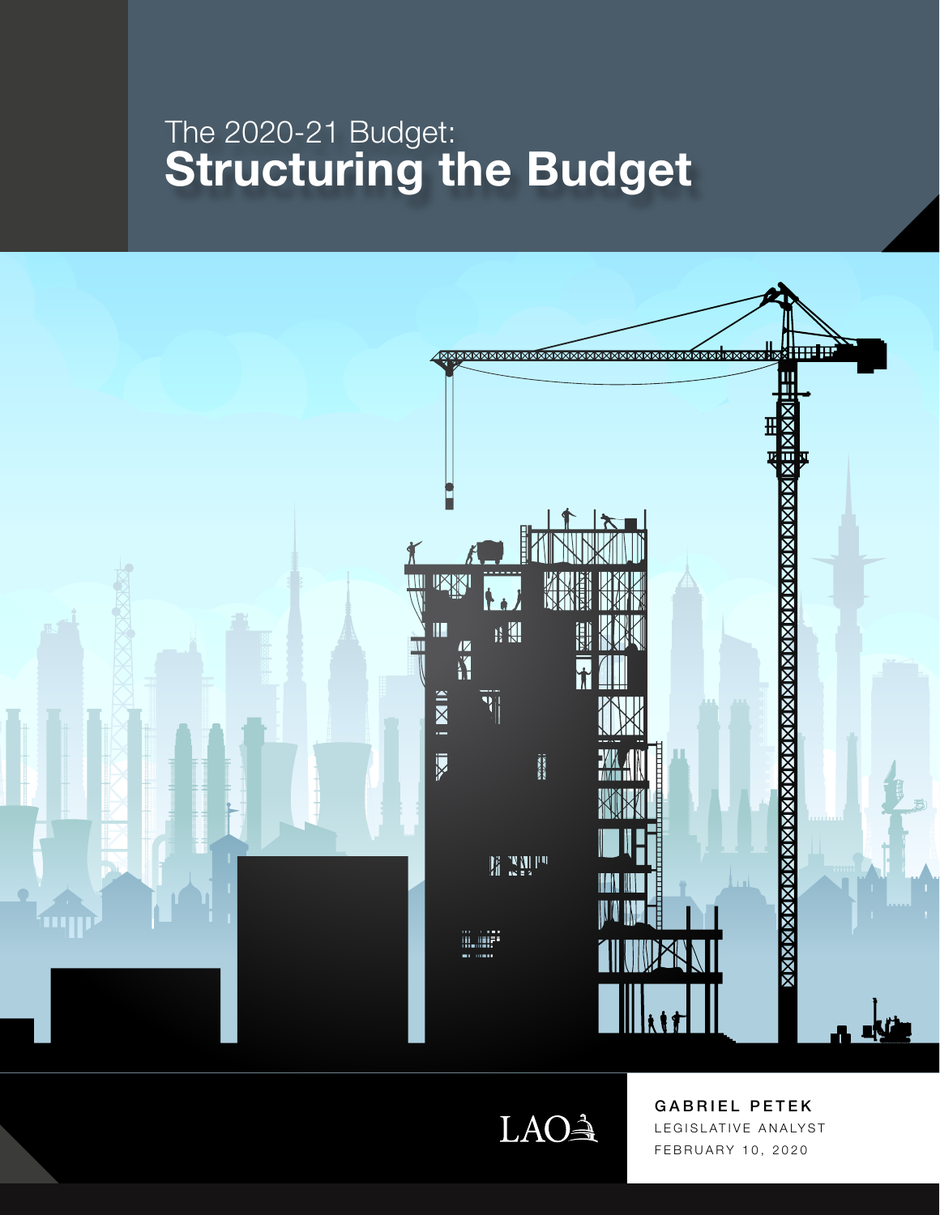# The 2020-21 Budget: Structuring the Budget

LAO

GABRIEL PETEK

LEGISLATIVE ANALYST

FEBRUARY 10, 2020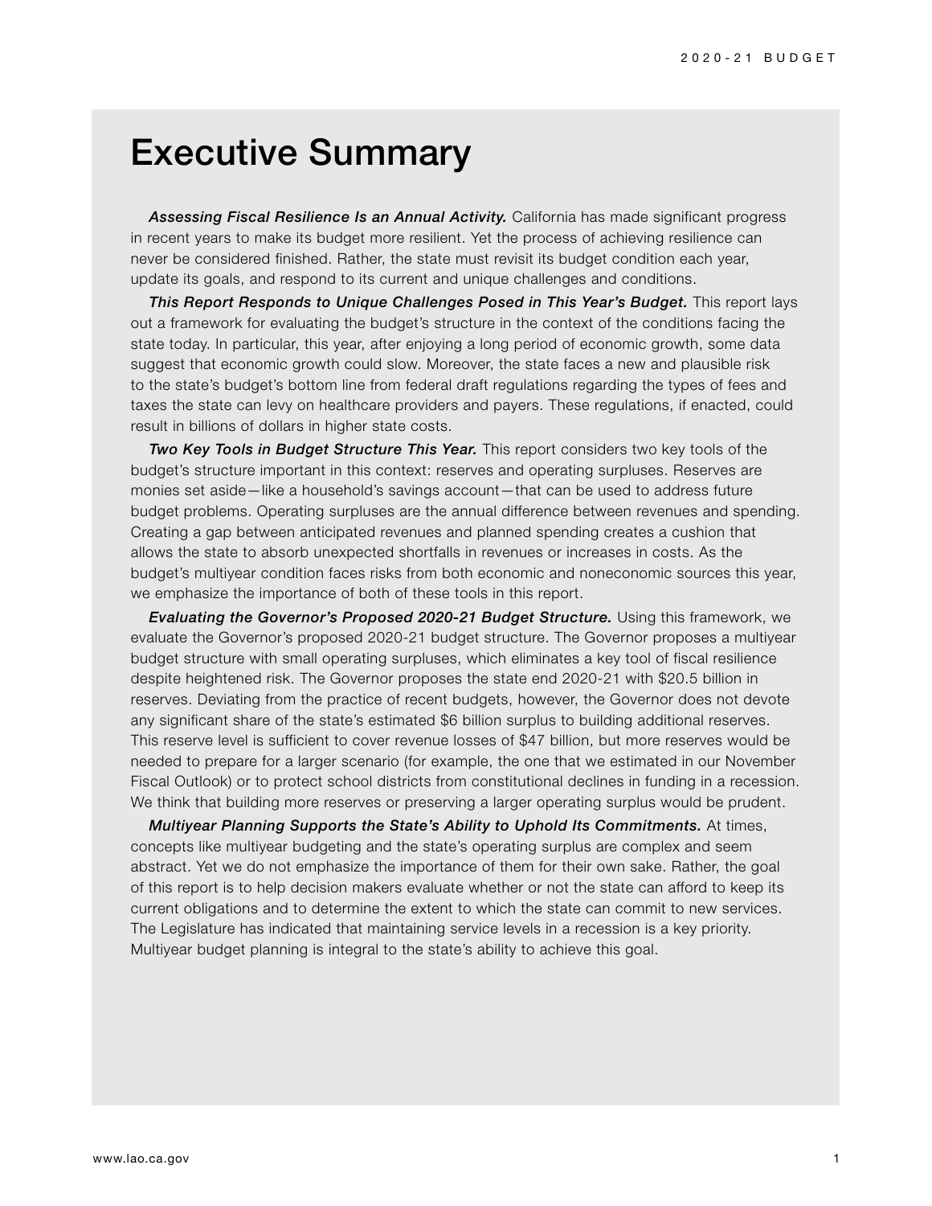# Executive Summary

***Assessing Fiscal Resilience Is an Annual Activity.*** California has made significant progress in recent years to make its budget more resilient. Yet the process of achieving resilience can never be considered finished. Rather, the state must revisit its budget condition each year, update its goals, and respond to its current and unique challenges and conditions.

***This Report Responds to Unique Challenges Posed in This Year's Budget.*** This report lays out a framework for evaluating the budget's structure in the context of the conditions facing the state today. In particular, this year, after enjoying a long period of economic growth, some data suggest that economic growth could slow. Moreover, the state faces a new and plausible risk to the state's budget's bottom line from federal draft regulations regarding the types of fees and taxes the state can levy on healthcare providers and payers. These regulations, if enacted, could result in billions of dollars in higher state costs.

***Two Key Tools in Budget Structure This Year.*** This report considers two key tools of the budget's structure important in this context: reserves and operating surpluses. Reserves are monies set aside—like a household's savings account—that can be used to address future budget problems. Operating surpluses are the annual difference between revenues and spending. Creating a gap between anticipated revenues and planned spending creates a cushion that allows the state to absorb unexpected shortfalls in revenues or increases in costs. As the budget's multiyear condition faces risks from both economic and noneconomic sources this year, we emphasize the importance of both of these tools in this report.

***Evaluating the Governor's Proposed 2020-21 Budget Structure.*** Using this framework, we evaluate the Governor's proposed 2020-21 budget structure. The Governor proposes a multiyear budget structure with small operating surpluses, which eliminates a key tool of fiscal resilience despite heightened risk. The Governor proposes the state end 2020-21 with $20.5 billion in reserves. Deviating from the practice of recent budgets, however, the Governor does not devote any significant share of the state's estimated $6 billion surplus to building additional reserves. This reserve level is sufficient to cover revenue losses of $47 billion, but more reserves would be needed to prepare for a larger scenario (for example, the one that we estimated in our November Fiscal Outlook) or to protect school districts from constitutional declines in funding in a recession. We think that building more reserves or preserving a larger operating surplus would be prudent.

***Multiyear Planning Supports the State's Ability to Uphold Its Commitments.*** At times, concepts like multiyear budgeting and the state's operating surplus are complex and seem abstract. Yet we do not emphasize the importance of them for their own sake. Rather, the goal of this report is to help decision makers evaluate whether or not the state can afford to keep its current obligations and to determine the extent to which the state can commit to new services. The Legislature has indicated that maintaining service levels in a recession is a key priority. Multiyear budget planning is integral to the state's ability to achieve this goal.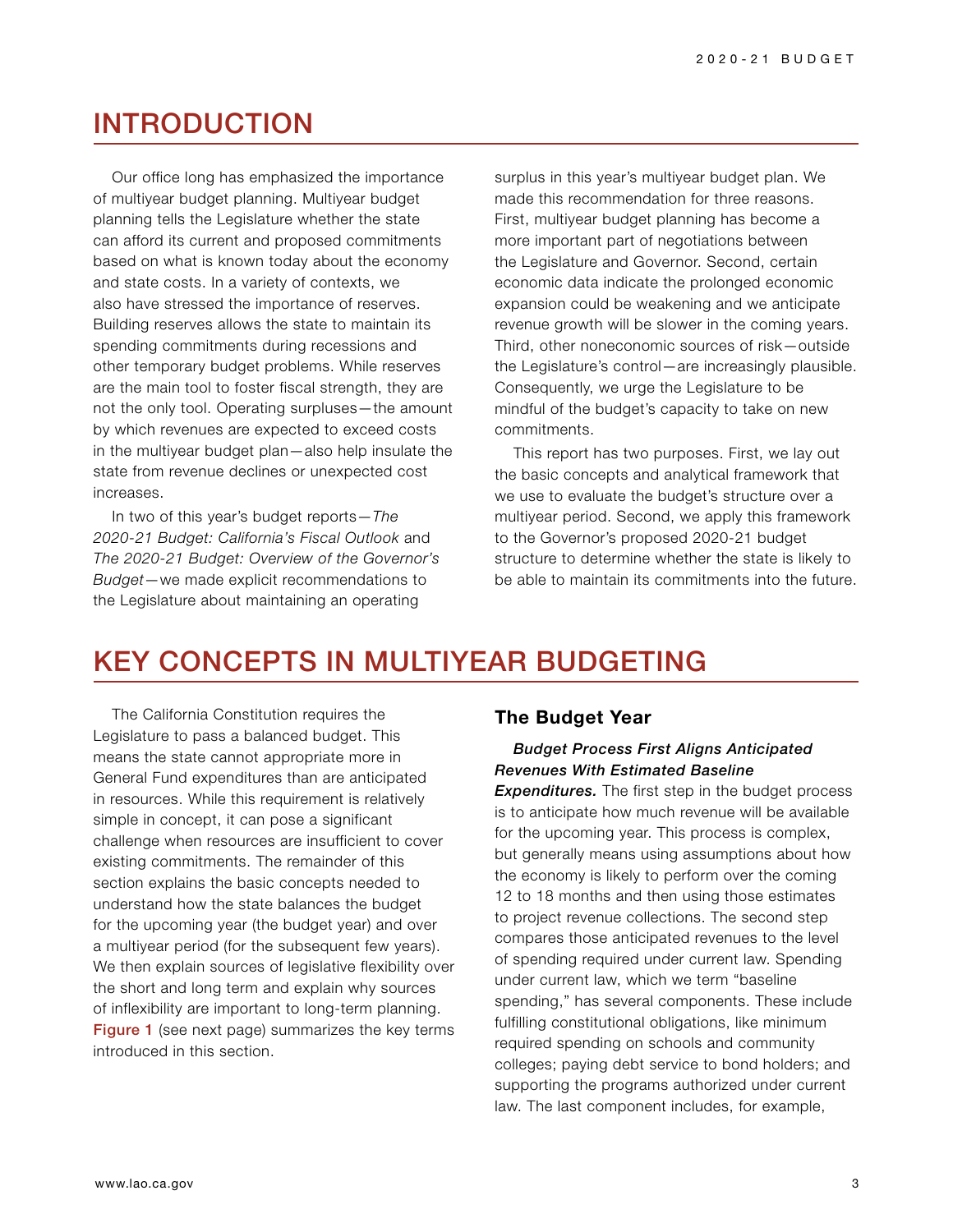# INTRODUCTION

Our office long has emphasized the importance of multiyear budget planning. Multiyear budget planning tells the Legislature whether the state can afford its current and proposed commitments based on what is known today about the economy and state costs. In a variety of contexts, we also have stressed the importance of reserves. Building reserves allows the state to maintain its spending commitments during recessions and other temporary budget problems. While reserves are the main tool to foster fiscal strength, they are not the only tool. Operating surpluses—the amount by which revenues are expected to exceed costs in the multiyear budget plan—also help insulate the state from revenue declines or unexpected cost increases.

In two of this year's budget reports—*The 2020-21 Budget: California's Fiscal Outlook* and *The 2020-21 Budget: Overview of the Governor's Budget*—we made explicit recommendations to the Legislature about maintaining an operating surplus in this year's multiyear budget plan. We made this recommendation for three reasons. First, multiyear budget planning has become a more important part of negotiations between the Legislature and Governor. Second, certain economic data indicate the prolonged economic expansion could be weakening and we anticipate revenue growth will be slower in the coming years. Third, other noneconomic sources of risk—outside the Legislature's control—are increasingly plausible. Consequently, we urge the Legislature to be mindful of the budget's capacity to take on new commitments.

This report has two purposes. First, we lay out the basic concepts and analytical framework that we use to evaluate the budget's structure over a multiyear period. Second, we apply this framework to the Governor's proposed 2020-21 budget structure to determine whether the state is likely to be able to maintain its commitments into the future.

# KEY CONCEPTS IN MULTIYEAR BUDGETING

The California Constitution requires the Legislature to pass a balanced budget. This means the state cannot appropriate more in General Fund expenditures than are anticipated in resources. While this requirement is relatively simple in concept, it can pose a significant challenge when resources are insufficient to cover existing commitments. The remainder of this section explains the basic concepts needed to understand how the state balances the budget for the upcoming year (the budget year) and over a multiyear period (for the subsequent few years). We then explain sources of legislative flexibility over the short and long term and explain why sources of inflexibility are important to long-term planning. Figure 1 (see next page) summarizes the key terms introduced in this section.

## The Budget Year

***Budget Process First Aligns Anticipated Revenues With Estimated Baseline Expenditures.*** The first step in the budget process is to anticipate how much revenue will be available for the upcoming year. This process is complex, but generally means using assumptions about how the economy is likely to perform over the coming 12 to 18 months and then using those estimates to project revenue collections. The second step compares those anticipated revenues to the level of spending required under current law. Spending under current law, which we term "baseline spending," has several components. These include fulfilling constitutional obligations, like minimum required spending on schools and community colleges; paying debt service to bond holders; and supporting the programs authorized under current law. The last component includes, for example,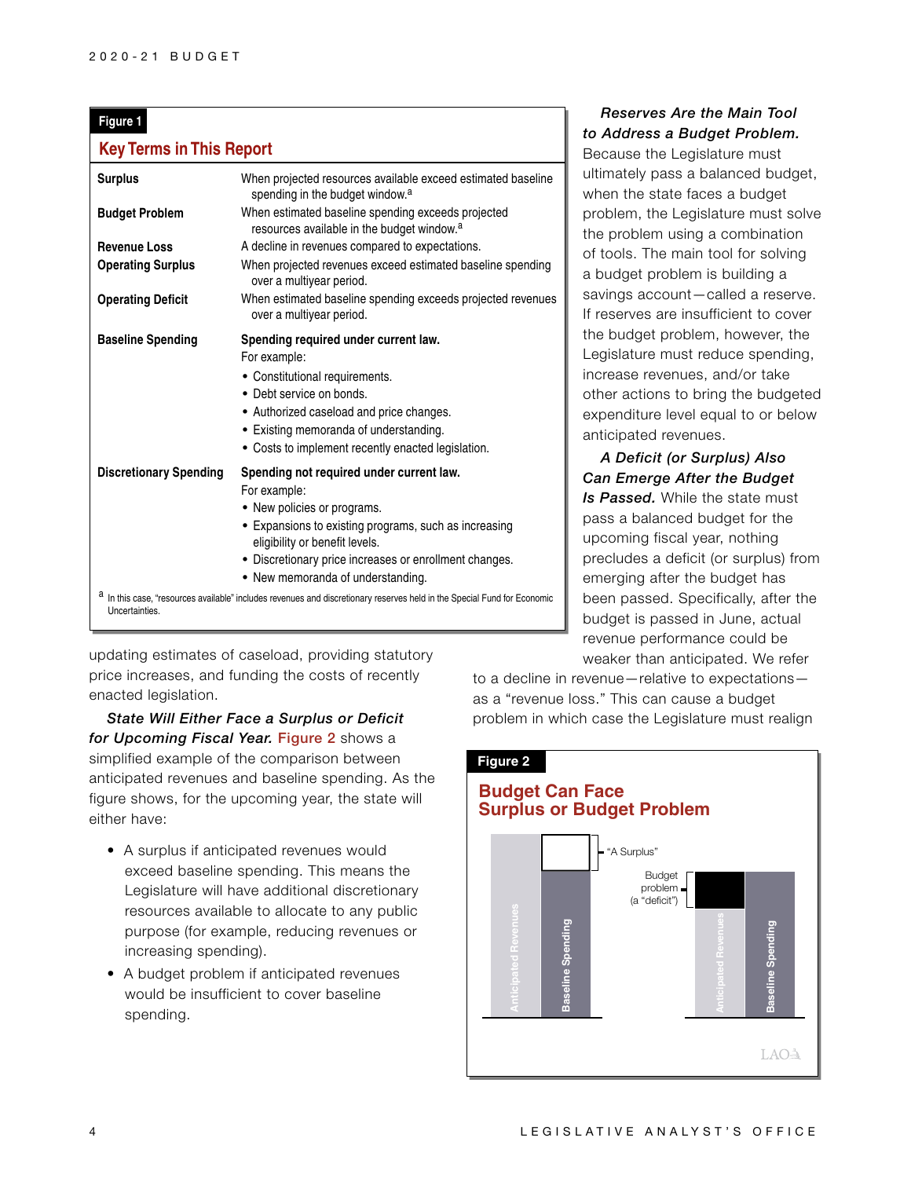**Figure 1**

**Key Terms in This Report**

| Term | Definition |
| --- | --- |
| **Surplus** | When projected resources available exceed estimated baseline spending in the budget window.[a] |
| **Budget Problem** | When estimated baseline spending exceeds projected resources available in the budget window.[a] |
| **Revenue Loss** | A decline in revenues compared to expectations. |
| **Operating Surplus** | When projected revenues exceed estimated baseline spending over a multiyear period. |
| **Operating Deficit** | When estimated baseline spending exceeds projected revenues over a multiyear period. |
| **Baseline Spending** | **Spending required under current law.** For example: • Constitutional requirements. • Debt service on bonds. • Authorized caseload and price changes. • Existing memoranda of understanding. • Costs to implement recently enacted legislation. |
| **Discretionary Spending** | **Spending not required under current law.** For example: • New policies or programs. • Expansions to existing programs, such as increasing eligibility or benefit levels. • Discretionary price increases or enrollment changes. • New memoranda of understanding. |

[a] In this case, "resources available" includes revenues and discretionary reserves held in the Special Fund for Economic Uncertainties.

updating estimates of caseload, providing statutory price increases, and funding the costs of recently enacted legislation.

***State Will Either Face a Surplus or Deficit for Upcoming Fiscal Year.*** Figure 2 shows a simplified example of the comparison between anticipated revenues and baseline spending. As the figure shows, for the upcoming year, the state will either have:

- A surplus if anticipated revenues would exceed baseline spending. This means the Legislature will have additional discretionary resources available to allocate to any public purpose (for example, reducing revenues or increasing spending).
- A budget problem if anticipated revenues would be insufficient to cover baseline spending.

***Reserves Are the Main Tool to Address a Budget Problem.*** Because the Legislature must ultimately pass a balanced budget, when the state faces a budget problem, the Legislature must solve the problem using a combination of tools. The main tool for solving a budget problem is building a savings account—called a reserve. If reserves are insufficient to cover the budget problem, however, the Legislature must reduce spending, increase revenues, and/or take other actions to bring the budgeted expenditure level equal to or below anticipated revenues.

***A Deficit (or Surplus) Also Can Emerge After the Budget Is Passed.*** While the state must pass a balanced budget for the upcoming fiscal year, nothing precludes a deficit (or surplus) from emerging after the budget has been passed. Specifically, after the budget is passed in June, actual revenue performance could be weaker than anticipated. We refer to a decline in revenue—relative to expectations—as a "revenue loss." This can cause a budget problem in which case the Legislature must realign

**Figure 2**

**Budget Can Face Surplus or Budget Problem**

"A Surplus"

Budget problem (a "deficit")

Anticipated Revenues | Baseline Spending | Anticipated Revenues | Baseline Spending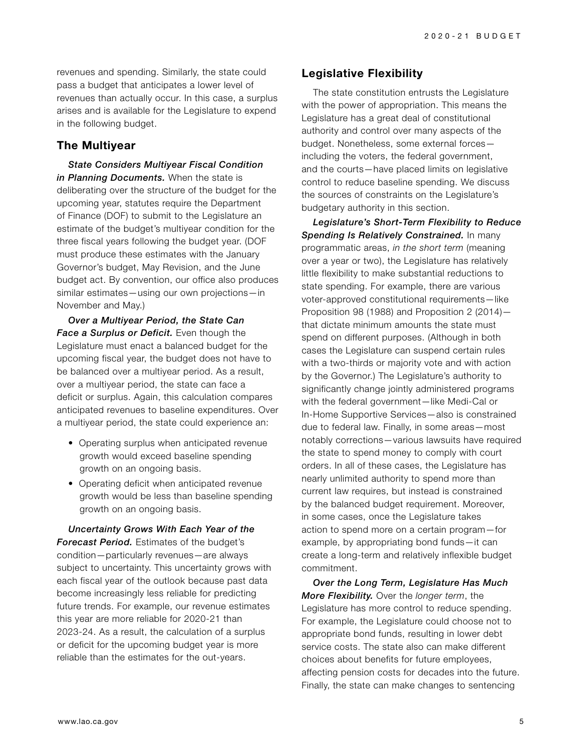revenues and spending. Similarly, the state could pass a budget that anticipates a lower level of revenues than actually occur. In this case, a surplus arises and is available for the Legislature to expend in the following budget.

## The Multiyear

***State Considers Multiyear Fiscal Condition in Planning Documents.*** When the state is deliberating over the structure of the budget for the upcoming year, statutes require the Department of Finance (DOF) to submit to the Legislature an estimate of the budget's multiyear condition for the three fiscal years following the budget year. (DOF must produce these estimates with the January Governor's budget, May Revision, and the June budget act. By convention, our office also produces similar estimates—using our own projections—in November and May.)

***Over a Multiyear Period, the State Can Face a Surplus or Deficit.*** Even though the Legislature must enact a balanced budget for the upcoming fiscal year, the budget does not have to be balanced over a multiyear period. As a result, over a multiyear period, the state can face a deficit or surplus. Again, this calculation compares anticipated revenues to baseline expenditures. Over a multiyear period, the state could experience an:

- Operating surplus when anticipated revenue growth would exceed baseline spending growth on an ongoing basis.
- Operating deficit when anticipated revenue growth would be less than baseline spending growth on an ongoing basis.

***Uncertainty Grows With Each Year of the Forecast Period.*** Estimates of the budget's condition—particularly revenues—are always subject to uncertainty. This uncertainty grows with each fiscal year of the outlook because past data become increasingly less reliable for predicting future trends. For example, our revenue estimates this year are more reliable for 2020-21 than 2023-24. As a result, the calculation of a surplus or deficit for the upcoming budget year is more reliable than the estimates for the out-years.

## Legislative Flexibility

The state constitution entrusts the Legislature with the power of appropriation. This means the Legislature has a great deal of constitutional authority and control over many aspects of the budget. Nonetheless, some external forces—including the voters, the federal government, and the courts—have placed limits on legislative control to reduce baseline spending. We discuss the sources of constraints on the Legislature's budgetary authority in this section.

***Legislature's Short-Term Flexibility to Reduce Spending Is Relatively Constrained.*** In many programmatic areas, *in the short term* (meaning over a year or two), the Legislature has relatively little flexibility to make substantial reductions to state spending. For example, there are various voter-approved constitutional requirements—like Proposition 98 (1988) and Proposition 2 (2014)—that dictate minimum amounts the state must spend on different purposes. (Although in both cases the Legislature can suspend certain rules with a two-thirds or majority vote and with action by the Governor.) The Legislature's authority to significantly change jointly administered programs with the federal government—like Medi-Cal or In-Home Supportive Services—also is constrained due to federal law. Finally, in some areas—most notably corrections—various lawsuits have required the state to spend money to comply with court orders. In all of these cases, the Legislature has nearly unlimited authority to spend more than current law requires, but instead is constrained by the balanced budget requirement. Moreover, in some cases, once the Legislature takes action to spend more on a certain program—for example, by appropriating bond funds—it can create a long-term and relatively inflexible budget commitment.

***Over the Long Term, Legislature Has Much More Flexibility.*** Over the *longer term*, the Legislature has more control to reduce spending. For example, the Legislature could choose not to appropriate bond funds, resulting in lower debt service costs. The state also can make different choices about benefits for future employees, affecting pension costs for decades into the future. Finally, the state can make changes to sentencing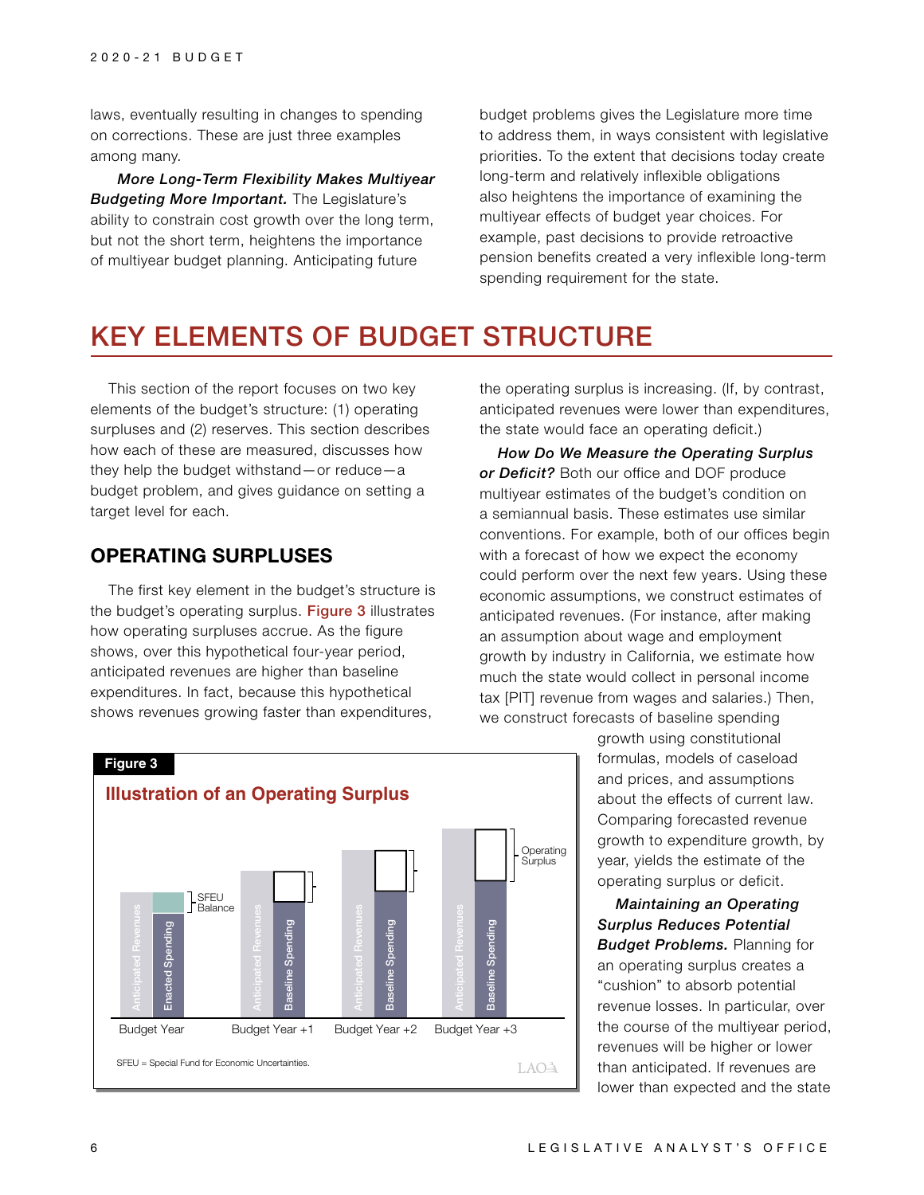laws, eventually resulting in changes to spending on corrections. These are just three examples among many.

***More Long-Term Flexibility Makes Multiyear Budgeting More Important.*** The Legislature's ability to constrain cost growth over the long term, but not the short term, heightens the importance of multiyear budget planning. Anticipating future budget problems gives the Legislature more time to address them, in ways consistent with legislative priorities. To the extent that decisions today create long-term and relatively inflexible obligations also heightens the importance of examining the multiyear effects of budget year choices. For example, past decisions to provide retroactive pension benefits created a very inflexible long-term spending requirement for the state.

# KEY ELEMENTS OF BUDGET STRUCTURE

This section of the report focuses on two key elements of the budget's structure: (1) operating surpluses and (2) reserves. This section describes how each of these are measured, discusses how they help the budget withstand—or reduce—a budget problem, and gives guidance on setting a target level for each.

## OPERATING SURPLUSES

The first key element in the budget's structure is the budget's operating surplus. Figure 3 illustrates how operating surpluses accrue. As the figure shows, over this hypothetical four-year period, anticipated revenues are higher than baseline expenditures. In fact, because this hypothetical shows revenues growing faster than expenditures, the operating surplus is increasing. (If, by contrast, anticipated revenues were lower than expenditures, the state would face an operating deficit.)

***How Do We Measure the Operating Surplus or Deficit?*** Both our office and DOF produce multiyear estimates of the budget's condition on a semiannual basis. These estimates use similar conventions. For example, both of our offices begin with a forecast of how we expect the economy could perform over the next few years. Using these economic assumptions, we construct estimates of anticipated revenues. (For instance, after making an assumption about wage and employment growth by industry in California, we estimate how much the state would collect in personal income tax [PIT] revenue from wages and salaries.) Then, we construct forecasts of baseline spending growth using constitutional formulas, models of caseload and prices, and assumptions about the effects of current law. Comparing forecasted revenue growth to expenditure growth, by year, yields the estimate of the operating surplus or deficit.

**Figure 3**

**Illustration of an Operating Surplus**

SFEU = Special Fund for Economic Uncertainties.

***Maintaining an Operating Surplus Reduces Potential Budget Problems.*** Planning for an operating surplus creates a "cushion" to absorb potential revenue losses. In particular, over the course of the multiyear period, revenues will be higher or lower than anticipated. If revenues are lower than expected and the state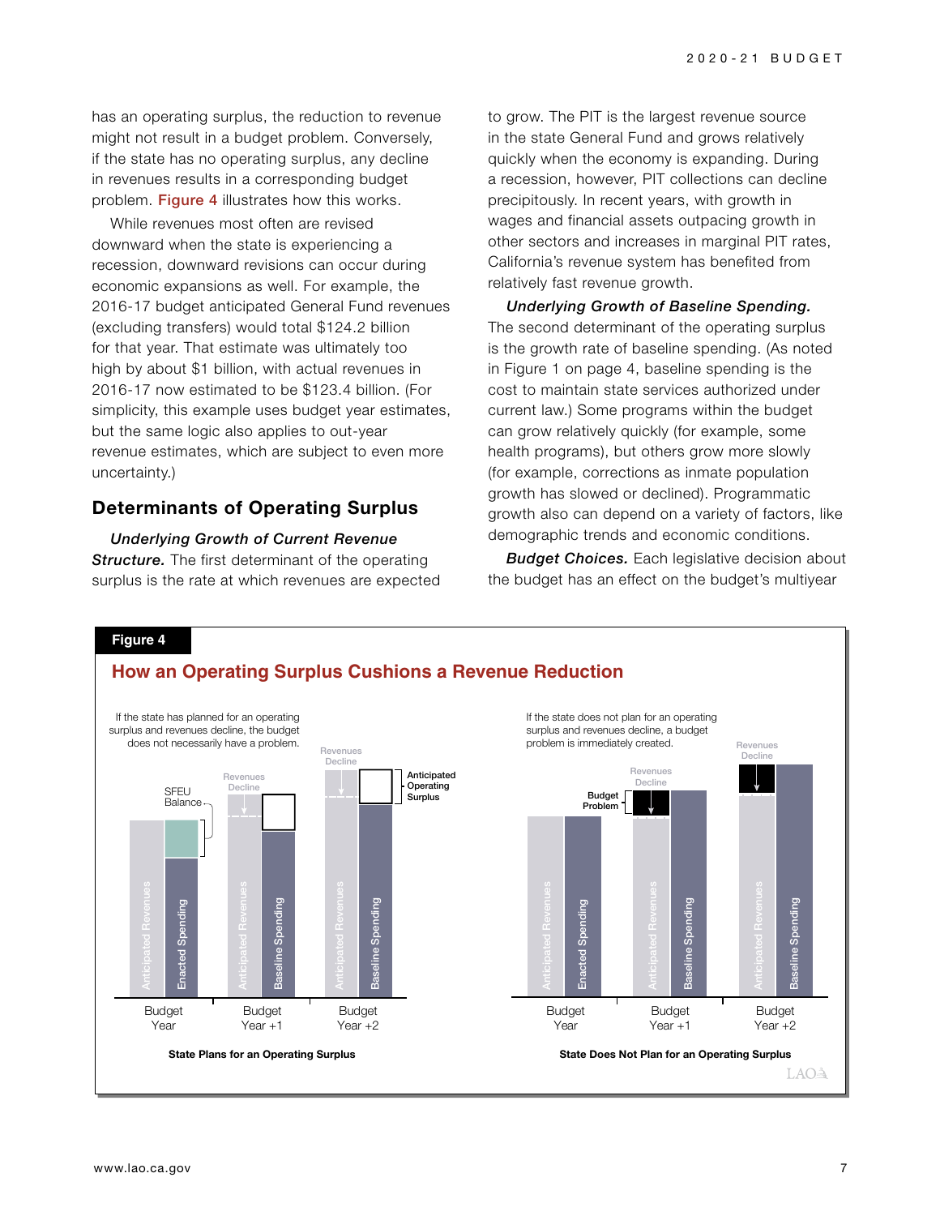has an operating surplus, the reduction to revenue might not result in a budget problem. Conversely, if the state has no operating surplus, any decline in revenues results in a corresponding budget problem. Figure 4 illustrates how this works.

While revenues most often are revised downward when the state is experiencing a recession, downward revisions can occur during economic expansions as well. For example, the 2016-17 budget anticipated General Fund revenues (excluding transfers) would total $124.2 billion for that year. That estimate was ultimately too high by about $1 billion, with actual revenues in 2016-17 now estimated to be $123.4 billion. (For simplicity, this example uses budget year estimates, but the same logic also applies to out-year revenue estimates, which are subject to even more uncertainty.)

## Determinants of Operating Surplus

***Underlying Growth of Current Revenue Structure.*** The first determinant of the operating surplus is the rate at which revenues are expected to grow. The PIT is the largest revenue source in the state General Fund and grows relatively quickly when the economy is expanding. During a recession, however, PIT collections can decline precipitously. In recent years, with growth in wages and financial assets outpacing growth in other sectors and increases in marginal PIT rates, California's revenue system has benefited from relatively fast revenue growth.

***Underlying Growth of Baseline Spending.*** The second determinant of the operating surplus is the growth rate of baseline spending. (As noted in Figure 1 on page 4, baseline spending is the cost to maintain state services authorized under current law.) Some programs within the budget can grow relatively quickly (for example, some health programs), but others grow more slowly (for example, corrections as inmate population growth has slowed or declined). Programmatic growth also can depend on a variety of factors, like demographic trends and economic conditions.

***Budget Choices.*** Each legislative decision about the budget has an effect on the budget's multiyear

**Figure 4**

**How an Operating Surplus Cushions a Revenue Reduction**

If the state has planned for an operating surplus and revenues decline, the budget does not necessarily have a problem.

SFEU Balance

Revenues Decline

Anticipated Operating Surplus

Anticipated Revenues | Enacted Spending | Anticipated Revenues | Baseline Spending | Anticipated Revenues | Baseline Spending

Budget Year | Budget Year +1 | Budget Year +2

**State Plans for an Operating Surplus**

If the state does not plan for an operating surplus and revenues decline, a budget problem is immediately created.

Budget Problem

Revenues Decline

Anticipated Revenues | Enacted Spending | Anticipated Revenues | Baseline Spending | Anticipated Revenues | Baseline Spending

Budget Year | Budget Year +1 | Budget Year +2

**State Does Not Plan for an Operating Surplus**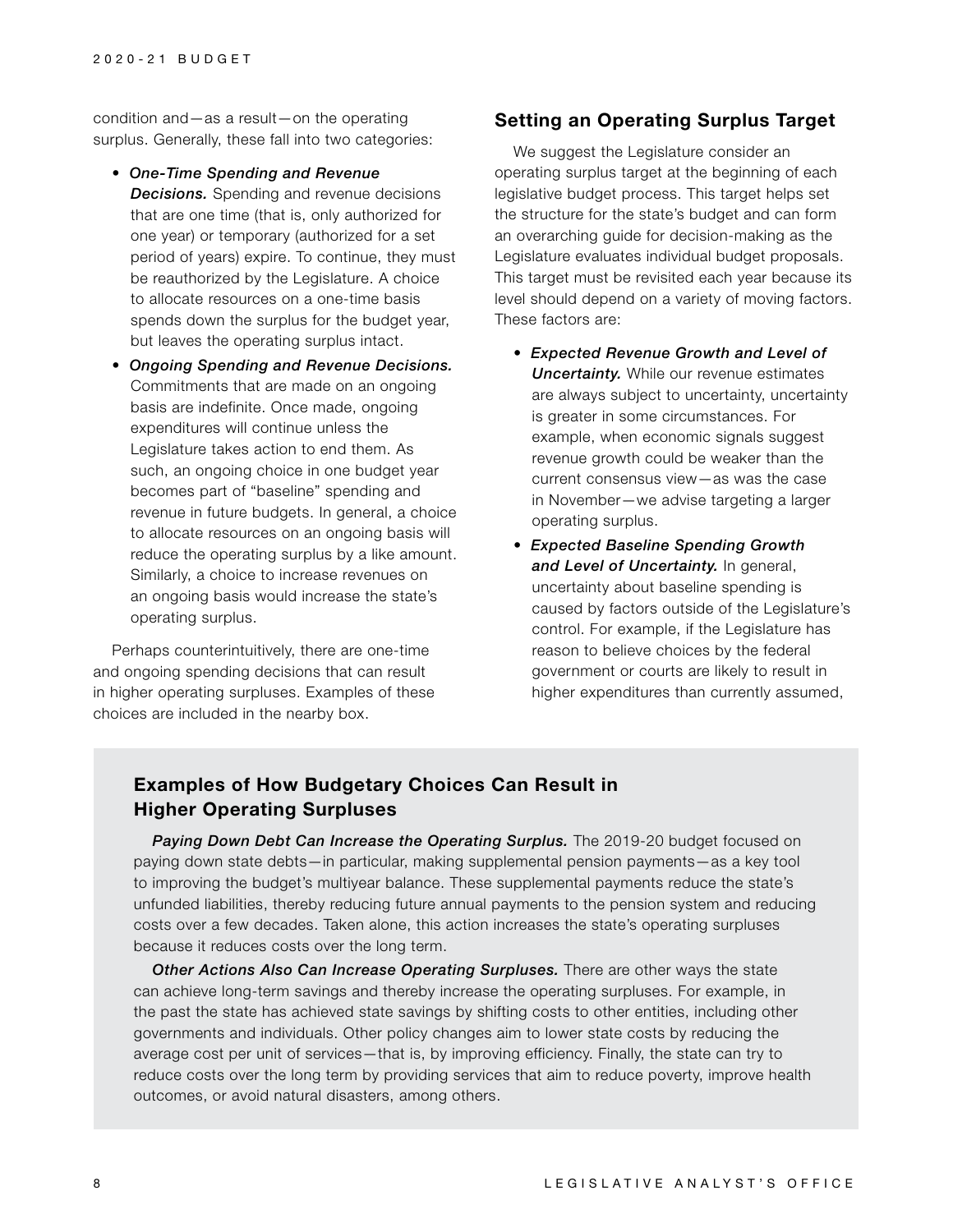condition and—as a result—on the operating surplus. Generally, these fall into two categories:

- ***One-Time Spending and Revenue Decisions.*** Spending and revenue decisions that are one time (that is, only authorized for one year) or temporary (authorized for a set period of years) expire. To continue, they must be reauthorized by the Legislature. A choice to allocate resources on a one-time basis spends down the surplus for the budget year, but leaves the operating surplus intact.
- ***Ongoing Spending and Revenue Decisions.*** Commitments that are made on an ongoing basis are indefinite. Once made, ongoing expenditures will continue unless the Legislature takes action to end them. As such, an ongoing choice in one budget year becomes part of "baseline" spending and revenue in future budgets. In general, a choice to allocate resources on an ongoing basis will reduce the operating surplus by a like amount. Similarly, a choice to increase revenues on an ongoing basis would increase the state's operating surplus.

Perhaps counterintuitively, there are one-time and ongoing spending decisions that can result in higher operating surpluses. Examples of these choices are included in the nearby box.

## Setting an Operating Surplus Target

We suggest the Legislature consider an operating surplus target at the beginning of each legislative budget process. This target helps set the structure for the state's budget and can form an overarching guide for decision-making as the Legislature evaluates individual budget proposals. This target must be revisited each year because its level should depend on a variety of moving factors. These factors are:

- ***Expected Revenue Growth and Level of Uncertainty.*** While our revenue estimates are always subject to uncertainty, uncertainty is greater in some circumstances. For example, when economic signals suggest revenue growth could be weaker than the current consensus view—as was the case in November—we advise targeting a larger operating surplus.
- ***Expected Baseline Spending Growth and Level of Uncertainty.*** In general, uncertainty about baseline spending is caused by factors outside of the Legislature's control. For example, if the Legislature has reason to believe choices by the federal government or courts are likely to result in higher expenditures than currently assumed,

### Examples of How Budgetary Choices Can Result in Higher Operating Surpluses

***Paying Down Debt Can Increase the Operating Surplus.*** The 2019-20 budget focused on paying down state debts—in particular, making supplemental pension payments—as a key tool to improving the budget's multiyear balance. These supplemental payments reduce the state's unfunded liabilities, thereby reducing future annual payments to the pension system and reducing costs over a few decades. Taken alone, this action increases the state's operating surpluses because it reduces costs over the long term.

***Other Actions Also Can Increase Operating Surpluses.*** There are other ways the state can achieve long-term savings and thereby increase the operating surpluses. For example, in the past the state has achieved state savings by shifting costs to other entities, including other governments and individuals. Other policy changes aim to lower state costs by reducing the average cost per unit of services—that is, by improving efficiency. Finally, the state can try to reduce costs over the long term by providing services that aim to reduce poverty, improve health outcomes, or avoid natural disasters, among others.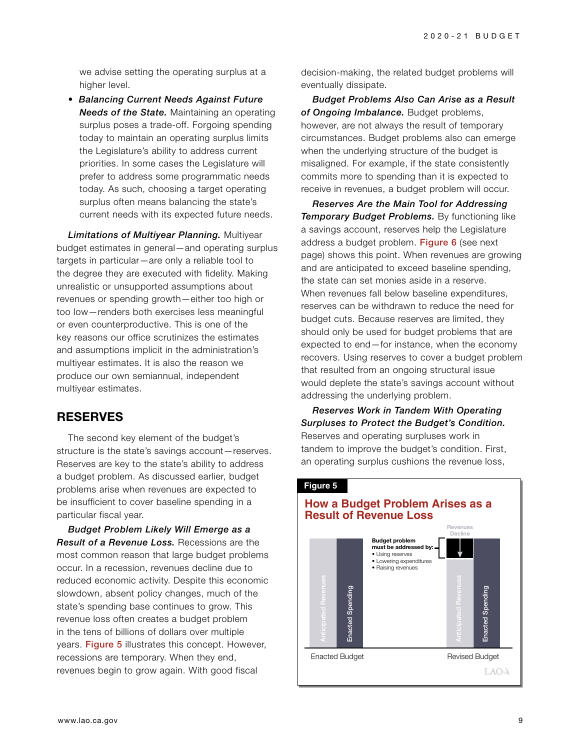we advise setting the operating surplus at a higher level.

- ***Balancing Current Needs Against Future Needs of the State.*** Maintaining an operating surplus poses a trade-off. Forgoing spending today to maintain an operating surplus limits the Legislature's ability to address current priorities. In some cases the Legislature will prefer to address some programmatic needs today. As such, choosing a target operating surplus often means balancing the state's current needs with its expected future needs.

***Limitations of Multiyear Planning.*** Multiyear budget estimates in general—and operating surplus targets in particular—are only a reliable tool to the degree they are executed with fidelity. Making unrealistic or unsupported assumptions about revenues or spending growth—either too high or too low—renders both exercises less meaningful or even counterproductive. This is one of the key reasons our office scrutinizes the estimates and assumptions implicit in the administration's multiyear estimates. It is also the reason we produce our own semiannual, independent multiyear estimates.

## RESERVES

The second key element of the budget's structure is the state's savings account—reserves. Reserves are key to the state's ability to address a budget problem. As discussed earlier, budget problems arise when revenues are expected to be insufficient to cover baseline spending in a particular fiscal year.

***Budget Problem Likely Will Emerge as a Result of a Revenue Loss.*** Recessions are the most common reason that large budget problems occur. In a recession, revenues decline due to reduced economic activity. Despite this economic slowdown, absent policy changes, much of the state's spending base continues to grow. This revenue loss often creates a budget problem in the tens of billions of dollars over multiple years. Figure 5 illustrates this concept. However, recessions are temporary. When they end, revenues begin to grow again. With good fiscal decision-making, the related budget problems will eventually dissipate.

***Budget Problems Also Can Arise as a Result of Ongoing Imbalance.*** Budget problems, however, are not always the result of temporary circumstances. Budget problems also can emerge when the underlying structure of the budget is misaligned. For example, if the state consistently commits more to spending than it is expected to receive in revenues, a budget problem will occur.

***Reserves Are the Main Tool for Addressing Temporary Budget Problems.*** By functioning like a savings account, reserves help the Legislature address a budget problem. Figure 6 (see next page) shows this point. When revenues are growing and are anticipated to exceed baseline spending, the state can set monies aside in a reserve. When revenues fall below baseline expenditures, reserves can be withdrawn to reduce the need for budget cuts. Because reserves are limited, they should only be used for budget problems that are expected to end—for instance, when the economy recovers. Using reserves to cover a budget problem that resulted from an ongoing structural issue would deplete the state's savings account without addressing the underlying problem.

***Reserves Work in Tandem With Operating Surpluses to Protect the Budget's Condition.*** Reserves and operating surpluses work in tandem to improve the budget's condition. First, an operating surplus cushions the revenue loss,

**Figure 5**

**How a Budget Problem Arises as a Result of Revenue Loss**

Enacted Budget: Anticipated Revenues; Enacted Spending

Revised Budget: Revenues Decline; Anticipated Revenues; Enacted Spending

Budget problem must be addressed by:
- Using reserves
- Lowering expenditures
- Raising revenues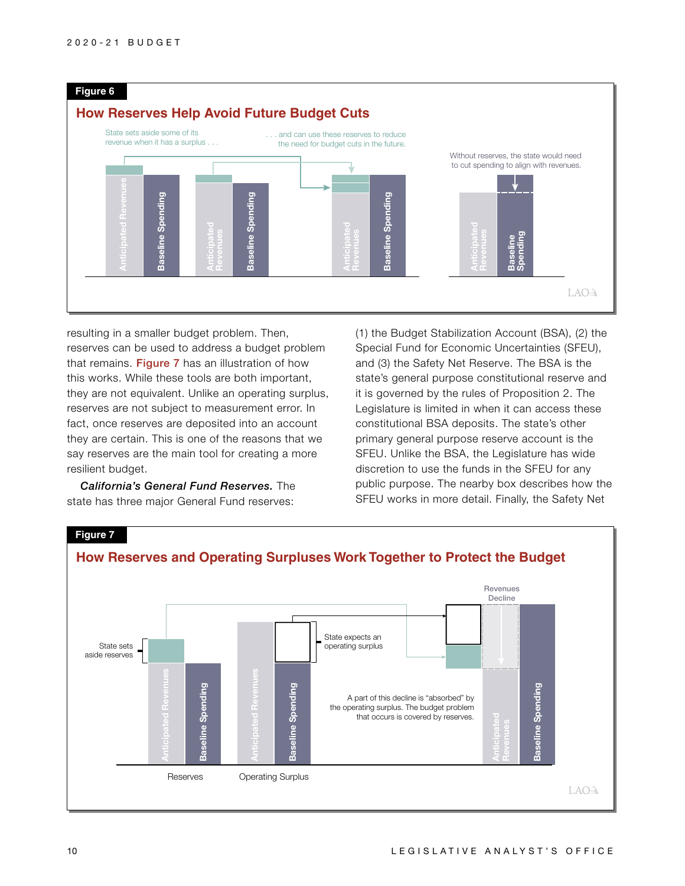**Figure 6**

## How Reserves Help Avoid Future Budget Cuts

State sets aside some of its revenue when it has a surplus . . .

. . . and can use these reserves to reduce the need for budget cuts in the future.

Without reserves, the state would need to cut spending to align with revenues.

Anticipated Revenues | Baseline Spending | Anticipated Revenues | Baseline Spending | Anticipated Revenues | Baseline Spending | Anticipated Revenues | Baseline Spending

resulting in a smaller budget problem. Then, reserves can be used to address a budget problem that remains. Figure 7 has an illustration of how this works. While these tools are both important, they are not equivalent. Unlike an operating surplus, reserves are not subject to measurement error. In fact, once reserves are deposited into an account they are certain. This is one of the reasons that we say reserves are the main tool for creating a more resilient budget.

***California's General Fund Reserves.*** The state has three major General Fund reserves: (1) the Budget Stabilization Account (BSA), (2) the Special Fund for Economic Uncertainties (SFEU), and (3) the Safety Net Reserve. The BSA is the state's general purpose constitutional reserve and it is governed by the rules of Proposition 2. The Legislature is limited in when it can access these constitutional BSA deposits. The state's other primary general purpose reserve account is the SFEU. Unlike the BSA, the Legislature has wide discretion to use the funds in the SFEU for any public purpose. The nearby box describes how the SFEU works in more detail. Finally, the Safety Net

**Figure 7**

## How Reserves and Operating Surpluses Work Together to Protect the Budget

State sets aside reserves

State expects an operating surplus

Revenues Decline

A part of this decline is "absorbed" by the operating surplus. The budget problem that occurs is covered by reserves.

Anticipated Revenues | Baseline Spending | Anticipated Revenues | Baseline Spending | Anticipated Revenues | Baseline Spending

Reserves | Operating Surplus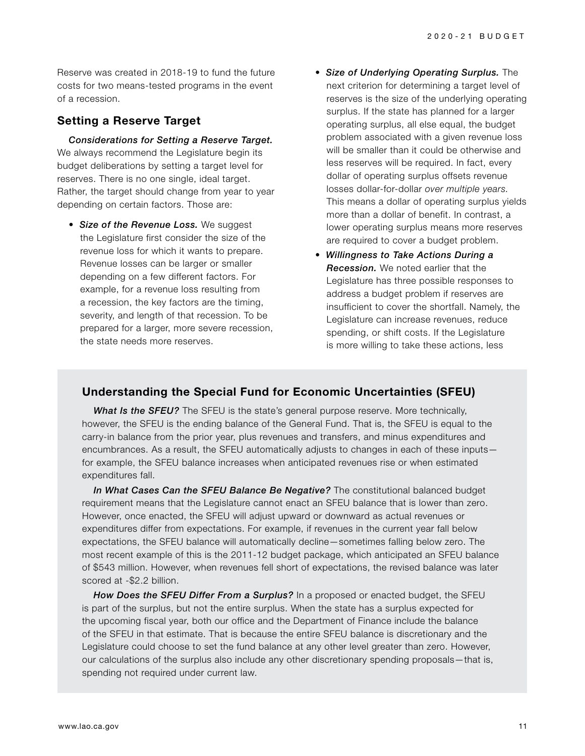Reserve was created in 2018-19 to fund the future costs for two means-tested programs in the event of a recession.

## Setting a Reserve Target

***Considerations for Setting a Reserve Target.*** We always recommend the Legislature begin its budget deliberations by setting a target level for reserves. There is no one single, ideal target. Rather, the target should change from year to year depending on certain factors. Those are:

- ***Size of the Revenue Loss.*** We suggest the Legislature first consider the size of the revenue loss for which it wants to prepare. Revenue losses can be larger or smaller depending on a few different factors. For example, for a revenue loss resulting from a recession, the key factors are the timing, severity, and length of that recession. To be prepared for a larger, more severe recession, the state needs more reserves.
- ***Size of Underlying Operating Surplus.*** The next criterion for determining a target level of reserves is the size of the underlying operating surplus. If the state has planned for a larger operating surplus, all else equal, the budget problem associated with a given revenue loss will be smaller than it could be otherwise and less reserves will be required. In fact, every dollar of operating surplus offsets revenue losses dollar-for-dollar *over multiple years.* This means a dollar of operating surplus yields more than a dollar of benefit. In contrast, a lower operating surplus means more reserves are required to cover a budget problem.
- ***Willingness to Take Actions During a Recession.*** We noted earlier that the Legislature has three possible responses to address a budget problem if reserves are insufficient to cover the shortfall. Namely, the Legislature can increase revenues, reduce spending, or shift costs. If the Legislature is more willing to take these actions, less

### Understanding the Special Fund for Economic Uncertainties (SFEU)

***What Is the SFEU?*** The SFEU is the state's general purpose reserve. More technically, however, the SFEU is the ending balance of the General Fund. That is, the SFEU is equal to the carry-in balance from the prior year, plus revenues and transfers, and minus expenditures and encumbrances. As a result, the SFEU automatically adjusts to changes in each of these inputs—for example, the SFEU balance increases when anticipated revenues rise or when estimated expenditures fall.

***In What Cases Can the SFEU Balance Be Negative?*** The constitutional balanced budget requirement means that the Legislature cannot enact an SFEU balance that is lower than zero. However, once enacted, the SFEU will adjust upward or downward as actual revenues or expenditures differ from expectations. For example, if revenues in the current year fall below expectations, the SFEU balance will automatically decline—sometimes falling below zero. The most recent example of this is the 2011-12 budget package, which anticipated an SFEU balance of $543 million. However, when revenues fell short of expectations, the revised balance was later scored at -$2.2 billion.

***How Does the SFEU Differ From a Surplus?*** In a proposed or enacted budget, the SFEU is part of the surplus, but not the entire surplus. When the state has a surplus expected for the upcoming fiscal year, both our office and the Department of Finance include the balance of the SFEU in that estimate. That is because the entire SFEU balance is discretionary and the Legislature could choose to set the fund balance at any other level greater than zero. However, our calculations of the surplus also include any other discretionary spending proposals—that is, spending not required under current law.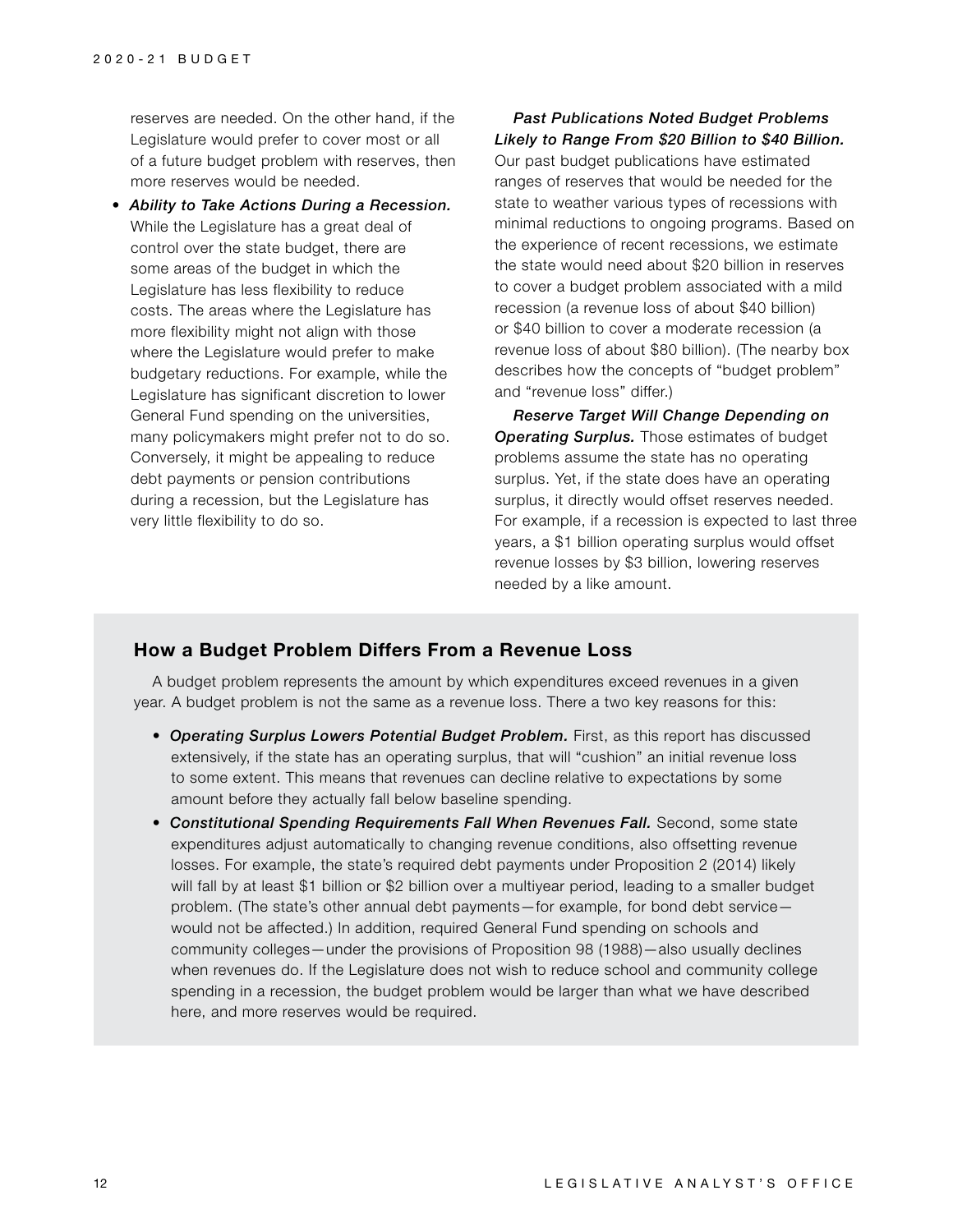reserves are needed. On the other hand, if the Legislature would prefer to cover most or all of a future budget problem with reserves, then more reserves would be needed.

- ***Ability to Take Actions During a Recession.*** While the Legislature has a great deal of control over the state budget, there are some areas of the budget in which the Legislature has less flexibility to reduce costs. The areas where the Legislature has more flexibility might not align with those where the Legislature would prefer to make budgetary reductions. For example, while the Legislature has significant discretion to lower General Fund spending on the universities, many policymakers might prefer not to do so. Conversely, it might be appealing to reduce debt payments or pension contributions during a recession, but the Legislature has very little flexibility to do so.

***Past Publications Noted Budget Problems Likely to Range From $20 Billion to $40 Billion.*** Our past budget publications have estimated ranges of reserves that would be needed for the state to weather various types of recessions with minimal reductions to ongoing programs. Based on the experience of recent recessions, we estimate the state would need about $20 billion in reserves to cover a budget problem associated with a mild recession (a revenue loss of about $40 billion) or $40 billion to cover a moderate recession (a revenue loss of about $80 billion). (The nearby box describes how the concepts of "budget problem" and "revenue loss" differ.)

***Reserve Target Will Change Depending on Operating Surplus.*** Those estimates of budget problems assume the state has no operating surplus. Yet, if the state does have an operating surplus, it directly would offset reserves needed. For example, if a recession is expected to last three years, a $1 billion operating surplus would offset revenue losses by $3 billion, lowering reserves needed by a like amount.

### How a Budget Problem Differs From a Revenue Loss

A budget problem represents the amount by which expenditures exceed revenues in a given year. A budget problem is not the same as a revenue loss. There a two key reasons for this:

- ***Operating Surplus Lowers Potential Budget Problem.*** First, as this report has discussed extensively, if the state has an operating surplus, that will "cushion" an initial revenue loss to some extent. This means that revenues can decline relative to expectations by some amount before they actually fall below baseline spending.
- ***Constitutional Spending Requirements Fall When Revenues Fall.*** Second, some state expenditures adjust automatically to changing revenue conditions, also offsetting revenue losses. For example, the state's required debt payments under Proposition 2 (2014) likely will fall by at least $1 billion or $2 billion over a multiyear period, leading to a smaller budget problem. (The state's other annual debt payments—for example, for bond debt service—would not be affected.) In addition, required General Fund spending on schools and community colleges—under the provisions of Proposition 98 (1988)—also usually declines when revenues do. If the Legislature does not wish to reduce school and community college spending in a recession, the budget problem would be larger than what we have described here, and more reserves would be required.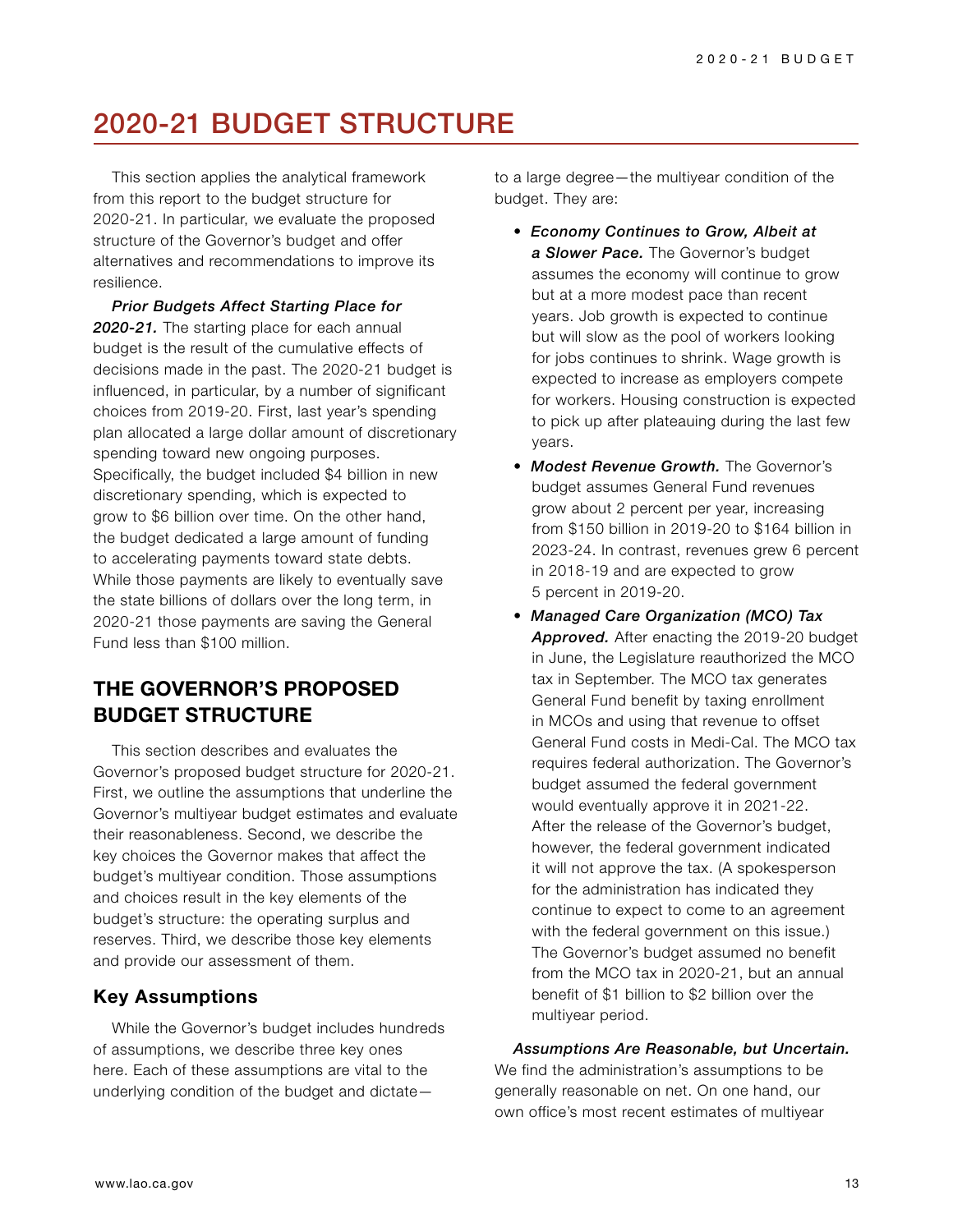# 2020-21 BUDGET STRUCTURE

This section applies the analytical framework from this report to the budget structure for 2020-21. In particular, we evaluate the proposed structure of the Governor's budget and offer alternatives and recommendations to improve its resilience.

***Prior Budgets Affect Starting Place for 2020-21.*** The starting place for each annual budget is the result of the cumulative effects of decisions made in the past. The 2020-21 budget is influenced, in particular, by a number of significant choices from 2019-20. First, last year's spending plan allocated a large dollar amount of discretionary spending toward new ongoing purposes. Specifically, the budget included $4 billion in new discretionary spending, which is expected to grow to $6 billion over time. On the other hand, the budget dedicated a large amount of funding to accelerating payments toward state debts. While those payments are likely to eventually save the state billions of dollars over the long term, in 2020-21 those payments are saving the General Fund less than $100 million.

## THE GOVERNOR'S PROPOSED BUDGET STRUCTURE

This section describes and evaluates the Governor's proposed budget structure for 2020-21. First, we outline the assumptions that underline the Governor's multiyear budget estimates and evaluate their reasonableness. Second, we describe the key choices the Governor makes that affect the budget's multiyear condition. Those assumptions and choices result in the key elements of the budget's structure: the operating surplus and reserves. Third, we describe those key elements and provide our assessment of them.

### Key Assumptions

While the Governor's budget includes hundreds of assumptions, we describe three key ones here. Each of these assumptions are vital to the underlying condition of the budget and dictate—to a large degree—the multiyear condition of the budget. They are:

- ***Economy Continues to Grow, Albeit at a Slower Pace.*** The Governor's budget assumes the economy will continue to grow but at a more modest pace than recent years. Job growth is expected to continue but will slow as the pool of workers looking for jobs continues to shrink. Wage growth is expected to increase as employers compete for workers. Housing construction is expected to pick up after plateauing during the last few years.
- ***Modest Revenue Growth.*** The Governor's budget assumes General Fund revenues grow about 2 percent per year, increasing from $150 billion in 2019-20 to $164 billion in 2023-24. In contrast, revenues grew 6 percent in 2018-19 and are expected to grow 5 percent in 2019-20.
- ***Managed Care Organization (MCO) Tax Approved.*** After enacting the 2019-20 budget in June, the Legislature reauthorized the MCO tax in September. The MCO tax generates General Fund benefit by taxing enrollment in MCOs and using that revenue to offset General Fund costs in Medi-Cal. The MCO tax requires federal authorization. The Governor's budget assumed the federal government would eventually approve it in 2021-22. After the release of the Governor's budget, however, the federal government indicated it will not approve the tax. (A spokesperson for the administration has indicated they continue to expect to come to an agreement with the federal government on this issue.) The Governor's budget assumed no benefit from the MCO tax in 2020-21, but an annual benefit of $1 billion to $2 billion over the multiyear period.

***Assumptions Are Reasonable, but Uncertain.*** We find the administration's assumptions to be generally reasonable on net. On one hand, our own office's most recent estimates of multiyear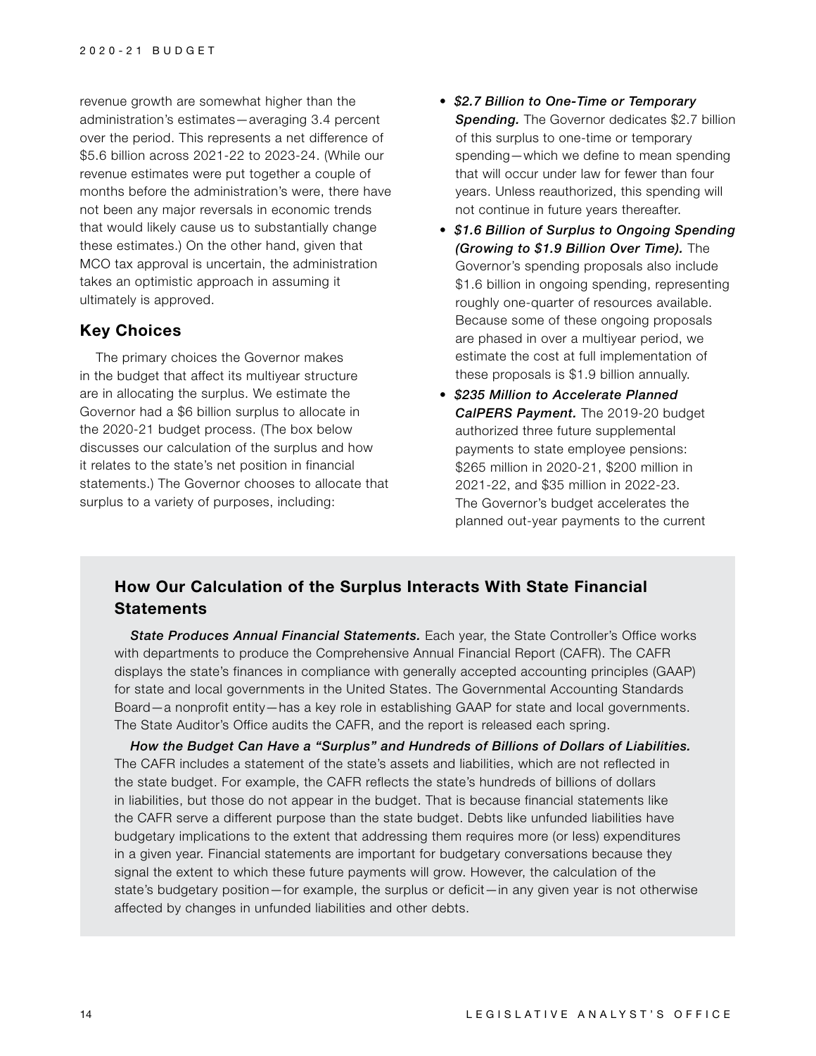revenue growth are somewhat higher than the administration's estimates—averaging 3.4 percent over the period. This represents a net difference of $5.6 billion across 2021-22 to 2023-24. (While our revenue estimates were put together a couple of months before the administration's were, there have not been any major reversals in economic trends that would likely cause us to substantially change these estimates.) On the other hand, given that MCO tax approval is uncertain, the administration takes an optimistic approach in assuming it ultimately is approved.

## Key Choices

The primary choices the Governor makes in the budget that affect its multiyear structure are in allocating the surplus. We estimate the Governor had a $6 billion surplus to allocate in the 2020-21 budget process. (The box below discusses our calculation of the surplus and how it relates to the state's net position in financial statements.) The Governor chooses to allocate that surplus to a variety of purposes, including:

- ***$2.7 Billion to One-Time or Temporary Spending.*** The Governor dedicates $2.7 billion of this surplus to one-time or temporary spending—which we define to mean spending that will occur under law for fewer than four years. Unless reauthorized, this spending will not continue in future years thereafter.
- ***$1.6 Billion of Surplus to Ongoing Spending (Growing to $1.9 Billion Over Time).*** The Governor's spending proposals also include $1.6 billion in ongoing spending, representing roughly one-quarter of resources available. Because some of these ongoing proposals are phased in over a multiyear period, we estimate the cost at full implementation of these proposals is $1.9 billion annually.
- ***$235 Million to Accelerate Planned CalPERS Payment.*** The 2019-20 budget authorized three future supplemental payments to state employee pensions: $265 million in 2020-21, $200 million in 2021-22, and $35 million in 2022-23. The Governor's budget accelerates the planned out-year payments to the current

### How Our Calculation of the Surplus Interacts With State Financial Statements

***State Produces Annual Financial Statements.*** Each year, the State Controller's Office works with departments to produce the Comprehensive Annual Financial Report (CAFR). The CAFR displays the state's finances in compliance with generally accepted accounting principles (GAAP) for state and local governments in the United States. The Governmental Accounting Standards Board—a nonprofit entity—has a key role in establishing GAAP for state and local governments. The State Auditor's Office audits the CAFR, and the report is released each spring.

***How the Budget Can Have a "Surplus" and Hundreds of Billions of Dollars of Liabilities.*** The CAFR includes a statement of the state's assets and liabilities, which are not reflected in the state budget. For example, the CAFR reflects the state's hundreds of billions of dollars in liabilities, but those do not appear in the budget. That is because financial statements like the CAFR serve a different purpose than the state budget. Debts like unfunded liabilities have budgetary implications to the extent that addressing them requires more (or less) expenditures in a given year. Financial statements are important for budgetary conversations because they signal the extent to which these future payments will grow. However, the calculation of the state's budgetary position—for example, the surplus or deficit—in any given year is not otherwise affected by changes in unfunded liabilities and other debts.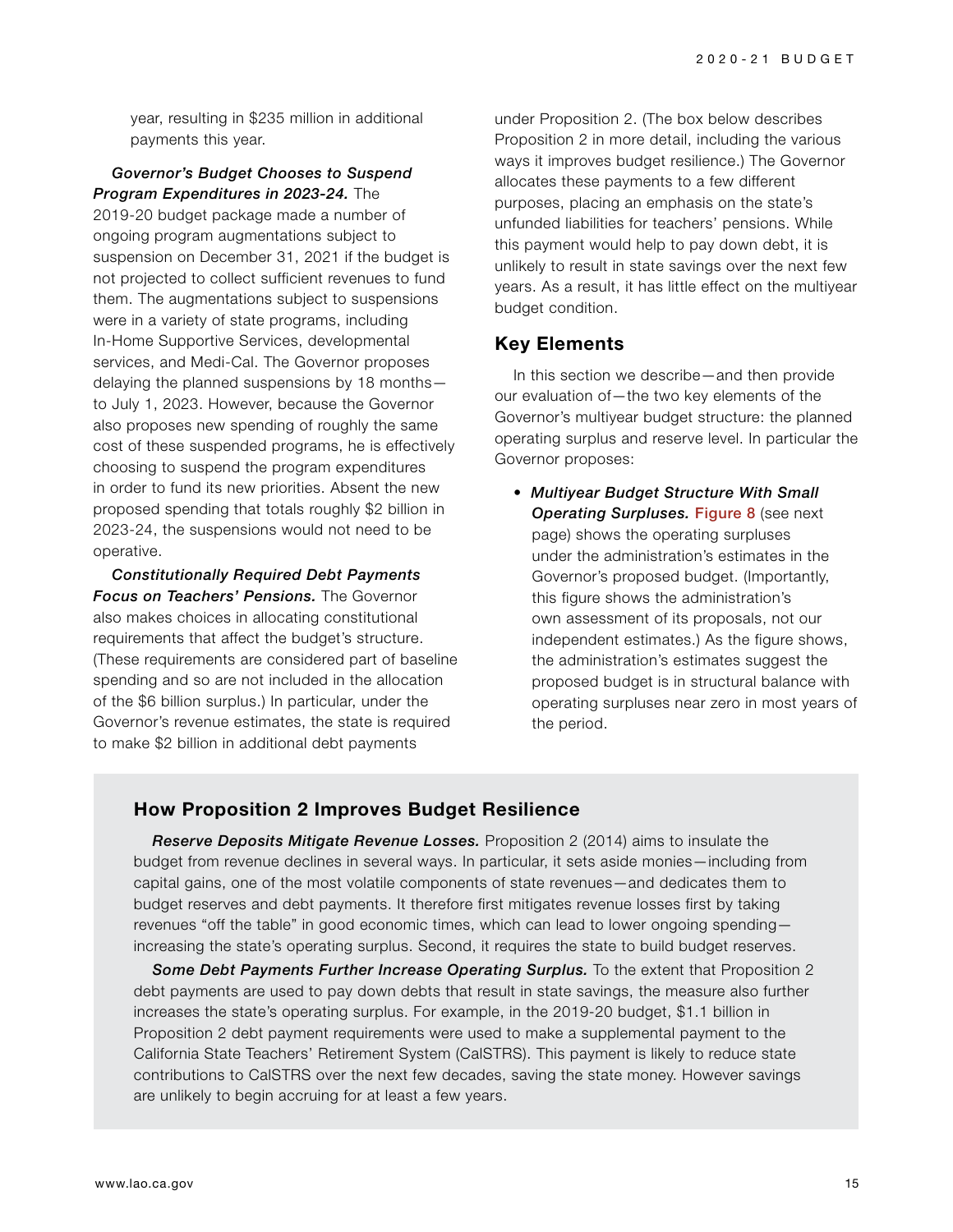year, resulting in $235 million in additional payments this year.

***Governor's Budget Chooses to Suspend Program Expenditures in 2023-24.*** The 2019-20 budget package made a number of ongoing program augmentations subject to suspension on December 31, 2021 if the budget is not projected to collect sufficient revenues to fund them. The augmentations subject to suspensions were in a variety of state programs, including In-Home Supportive Services, developmental services, and Medi-Cal. The Governor proposes delaying the planned suspensions by 18 months—to July 1, 2023. However, because the Governor also proposes new spending of roughly the same cost of these suspended programs, he is effectively choosing to suspend the program expenditures in order to fund its new priorities. Absent the new proposed spending that totals roughly $2 billion in 2023-24, the suspensions would not need to be operative.

***Constitutionally Required Debt Payments Focus on Teachers' Pensions.*** The Governor also makes choices in allocating constitutional requirements that affect the budget's structure. (These requirements are considered part of baseline spending and so are not included in the allocation of the $6 billion surplus.) In particular, under the Governor's revenue estimates, the state is required to make $2 billion in additional debt payments under Proposition 2. (The box below describes Proposition 2 in more detail, including the various ways it improves budget resilience.) The Governor allocates these payments to a few different purposes, placing an emphasis on the state's unfunded liabilities for teachers' pensions. While this payment would help to pay down debt, it is unlikely to result in state savings over the next few years. As a result, it has little effect on the multiyear budget condition.

## Key Elements

In this section we describe—and then provide our evaluation of—the two key elements of the Governor's multiyear budget structure: the planned operating surplus and reserve level. In particular the Governor proposes:

- ***Multiyear Budget Structure With Small Operating Surpluses.*** Figure 8 (see next page) shows the operating surpluses under the administration's estimates in the Governor's proposed budget. (Importantly, this figure shows the administration's own assessment of its proposals, not our independent estimates.) As the figure shows, the administration's estimates suggest the proposed budget is in structural balance with operating surpluses near zero in most years of the period.

### How Proposition 2 Improves Budget Resilience

***Reserve Deposits Mitigate Revenue Losses.*** Proposition 2 (2014) aims to insulate the budget from revenue declines in several ways. In particular, it sets aside monies—including from capital gains, one of the most volatile components of state revenues—and dedicates them to budget reserves and debt payments. It therefore first mitigates revenue losses first by taking revenues "off the table" in good economic times, which can lead to lower ongoing spending—increasing the state's operating surplus. Second, it requires the state to build budget reserves.

***Some Debt Payments Further Increase Operating Surplus.*** To the extent that Proposition 2 debt payments are used to pay down debts that result in state savings, the measure also further increases the state's operating surplus. For example, in the 2019-20 budget, $1.1 billion in Proposition 2 debt payment requirements were used to make a supplemental payment to the California State Teachers' Retirement System (CalSTRS). This payment is likely to reduce state contributions to CalSTRS over the next few decades, saving the state money. However savings are unlikely to begin accruing for at least a few years.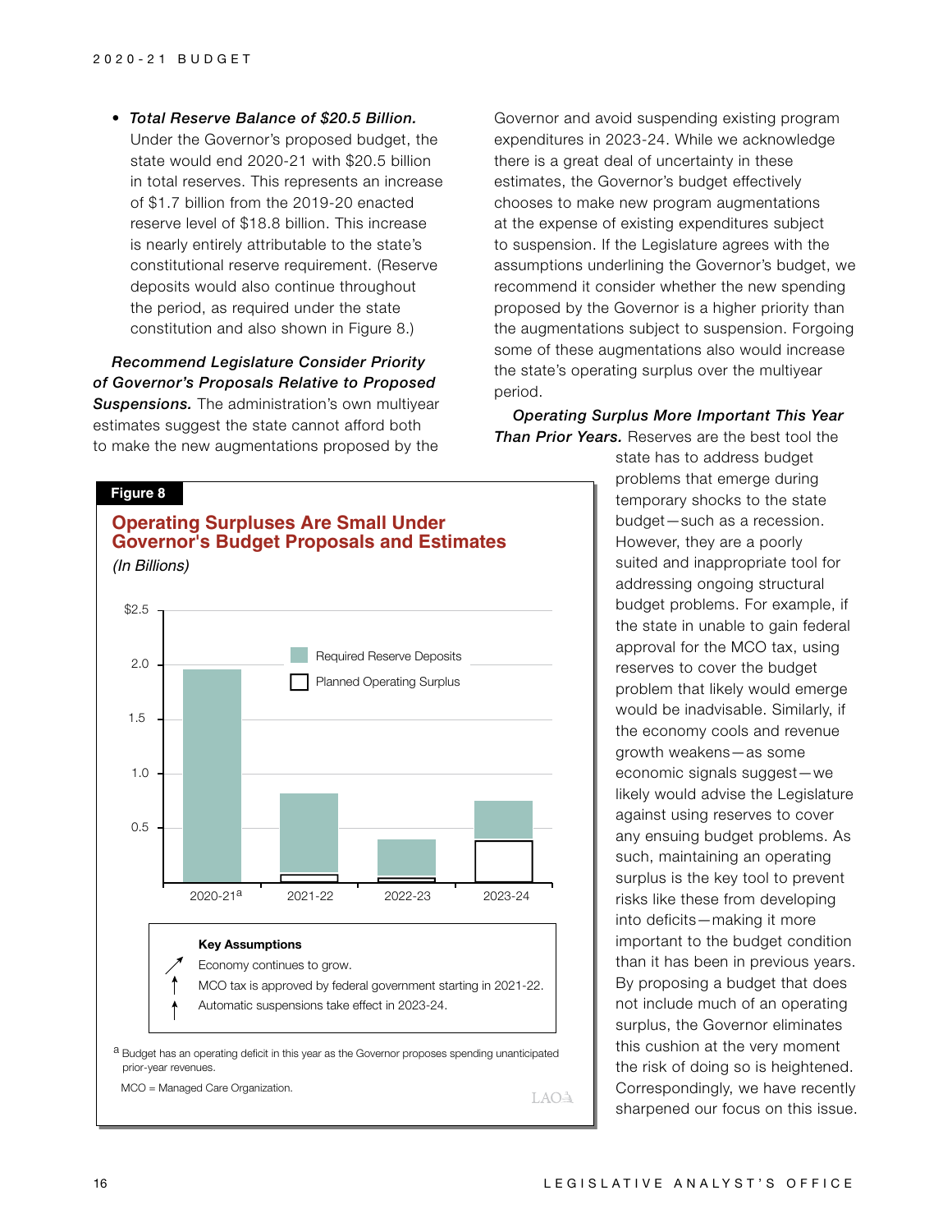- ***Total Reserve Balance of $20.5 Billion.*** Under the Governor's proposed budget, the state would end 2020-21 with $20.5 billion in total reserves. This represents an increase of $1.7 billion from the 2019-20 enacted reserve level of $18.8 billion. This increase is nearly entirely attributable to the state's constitutional reserve requirement. (Reserve deposits would also continue throughout the period, as required under the state constitution and also shown in Figure 8.)

***Recommend Legislature Consider Priority of Governor's Proposals Relative to Proposed Suspensions.*** The administration's own multiyear estimates suggest the state cannot afford both to make the new augmentations proposed by the Governor and avoid suspending existing program expenditures in 2023-24. While we acknowledge there is a great deal of uncertainty in these estimates, the Governor's budget effectively chooses to make new program augmentations at the expense of existing expenditures subject to suspension. If the Legislature agrees with the assumptions underlining the Governor's budget, we recommend it consider whether the new spending proposed by the Governor is a higher priority than the augmentations subject to suspension. Forgoing some of these augmentations also would increase the state's operating surplus over the multiyear period.

***Operating Surplus More Important This Year Than Prior Years.*** Reserves are the best tool the state has to address budget problems that emerge during temporary shocks to the state budget—such as a recession. However, they are a poorly suited and inappropriate tool for addressing ongoing structural budget problems. For example, if the state in unable to gain federal approval for the MCO tax, using reserves to cover the budget problem that likely would emerge would be inadvisable. Similarly, if the economy cools and revenue growth weakens—as some economic signals suggest—we likely would advise the Legislature against using reserves to cover any ensuing budget problems. As such, maintaining an operating surplus is the key tool to prevent risks like these from developing into deficits—making it more important to the budget condition than it has been in previous years. By proposing a budget that does not include much of an operating surplus, the Governor eliminates this cushion at the very moment the risk of doing so is heightened. Correspondingly, we have recently sharpened our focus on this issue.

**Figure 8**

**Operating Surpluses Are Small Under Governor's Budget Proposals and Estimates**

*(In Billions)*

Legend: Required Reserve Deposits; Planned Operating Surplus

X-axis: 2020-21[a], 2021-22, 2022-23, 2023-24. Y-axis: $2.5, 2.0, 1.5, 1.0, 0.5

**Key Assumptions**

- Economy continues to grow.
- MCO tax is approved by federal government starting in 2021-22.
- Automatic suspensions take effect in 2023-24.

[a] Budget has an operating deficit in this year as the Governor proposes spending unanticipated prior-year revenues.

MCO = Managed Care Organization.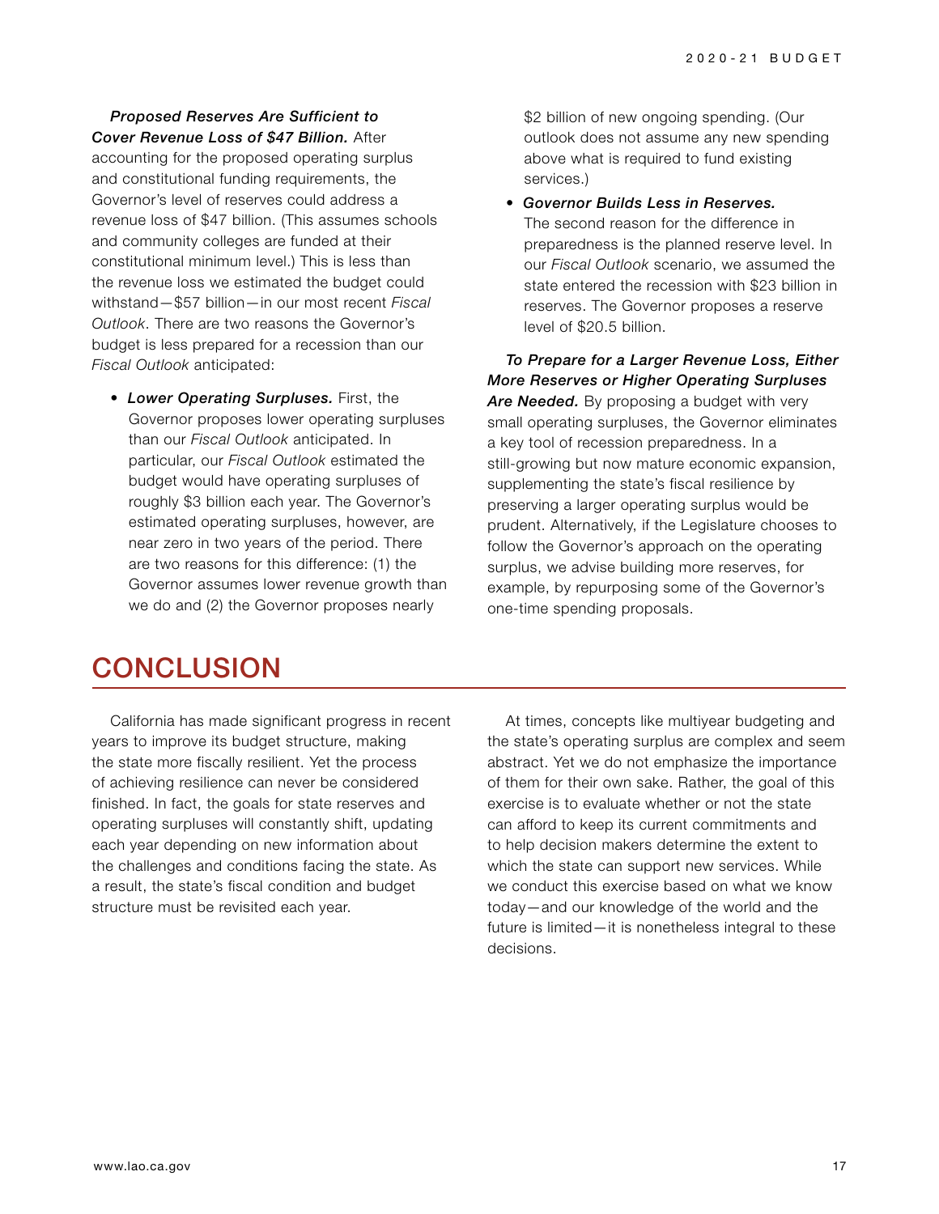***Proposed Reserves Are Sufficient to Cover Revenue Loss of $47 Billion.*** After accounting for the proposed operating surplus and constitutional funding requirements, the Governor's level of reserves could address a revenue loss of $47 billion. (This assumes schools and community colleges are funded at their constitutional minimum level.) This is less than the revenue loss we estimated the budget could withstand—$57 billion—in our most recent *Fiscal Outlook*. There are two reasons the Governor's budget is less prepared for a recession than our *Fiscal Outlook* anticipated:

- ***Lower Operating Surpluses.*** First, the Governor proposes lower operating surpluses than our *Fiscal Outlook* anticipated. In particular, our *Fiscal Outlook* estimated the budget would have operating surpluses of roughly $3 billion each year. The Governor's estimated operating surpluses, however, are near zero in two years of the period. There are two reasons for this difference: (1) the Governor assumes lower revenue growth than we do and (2) the Governor proposes nearly $2 billion of new ongoing spending. (Our outlook does not assume any new spending above what is required to fund existing services.)

- ***Governor Builds Less in Reserves.*** The second reason for the difference in preparedness is the planned reserve level. In our *Fiscal Outlook* scenario, we assumed the state entered the recession with $23 billion in reserves. The Governor proposes a reserve level of $20.5 billion.

***To Prepare for a Larger Revenue Loss, Either More Reserves or Higher Operating Surpluses Are Needed.*** By proposing a budget with very small operating surpluses, the Governor eliminates a key tool of recession preparedness. In a still-growing but now mature economic expansion, supplementing the state's fiscal resilience by preserving a larger operating surplus would be prudent. Alternatively, if the Legislature chooses to follow the Governor's approach on the operating surplus, we advise building more reserves, for example, by repurposing some of the Governor's one-time spending proposals.

## CONCLUSION

California has made significant progress in recent years to improve its budget structure, making the state more fiscally resilient. Yet the process of achieving resilience can never be considered finished. In fact, the goals for state reserves and operating surpluses will constantly shift, updating each year depending on new information about the challenges and conditions facing the state. As a result, the state's fiscal condition and budget structure must be revisited each year.

At times, concepts like multiyear budgeting and the state's operating surplus are complex and seem abstract. Yet we do not emphasize the importance of them for their own sake. Rather, the goal of this exercise is to evaluate whether or not the state can afford to keep its current commitments and to help decision makers determine the extent to which the state can support new services. While we conduct this exercise based on what we know today—and our knowledge of the world and the future is limited—it is nonetheless integral to these decisions.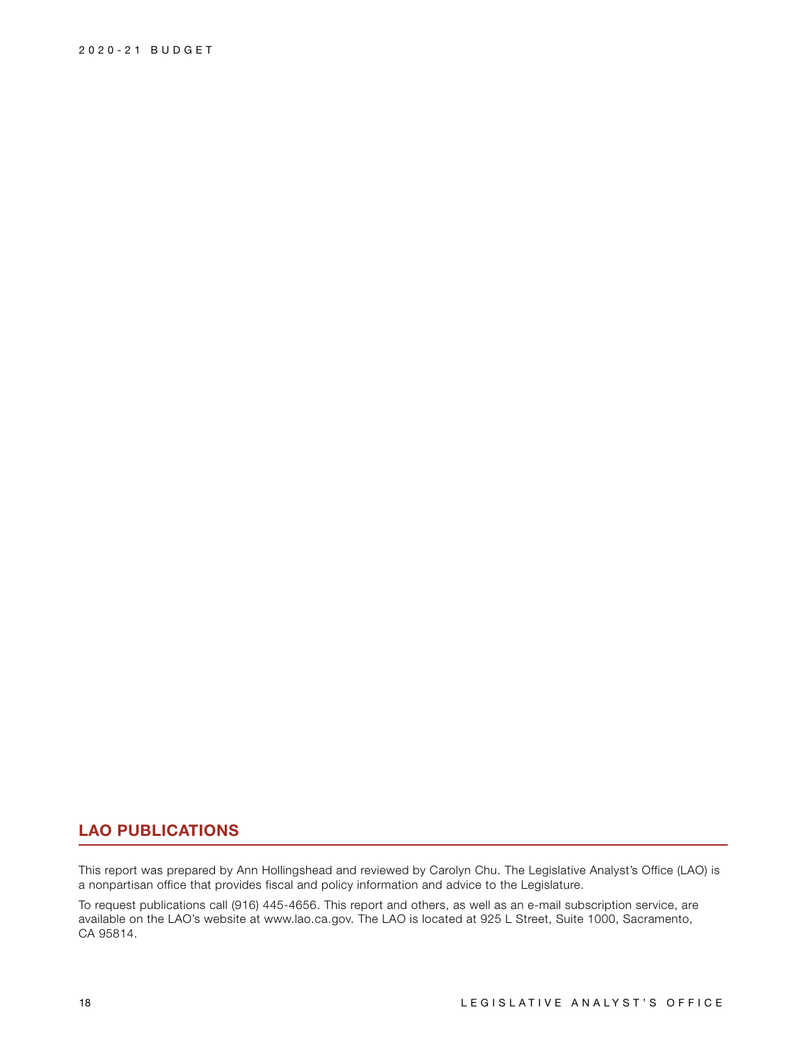## LAO PUBLICATIONS

This report was prepared by Ann Hollingshead and reviewed by Carolyn Chu. The Legislative Analyst's Office (LAO) is a nonpartisan office that provides fiscal and policy information and advice to the Legislature.

To request publications call (916) 445-4656. This report and others, as well as an e-mail subscription service, are available on the LAO's website at www.lao.ca.gov. The LAO is located at 925 L Street, Suite 1000, Sacramento, CA 95814.